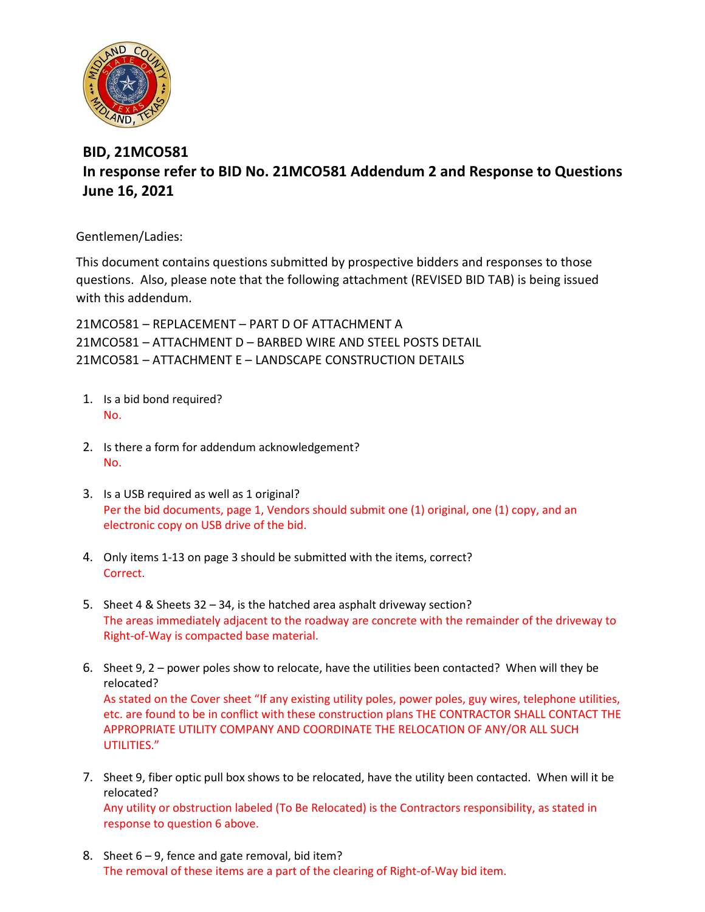**BID, 21MCO581**
**In response refer to BID No. 21MCO581 Addendum 2 and Response to Questions**
**June 16, 2021**

Gentlemen/Ladies:

This document contains questions submitted by prospective bidders and responses to those questions. Also, please note that the following attachment (REVISED BID TAB) is being issued with this addendum.

21MCO581 – REPLACEMENT – PART D OF ATTACHMENT A
21MCO581 – ATTACHMENT D – BARBED WIRE AND STEEL POSTS DETAIL
21MCO581 – ATTACHMENT E – LANDSCAPE CONSTRUCTION DETAILS

1. Is a bid bond required?
   No.

2. Is there a form for addendum acknowledgement?
   No.

3. Is a USB required as well as 1 original?
   Per the bid documents, page 1, Vendors should submit one (1) original, one (1) copy, and an electronic copy on USB drive of the bid.

4. Only items 1-13 on page 3 should be submitted with the items, correct?
   Correct.

5. Sheet 4 & Sheets 32 – 34, is the hatched area asphalt driveway section?
   The areas immediately adjacent to the roadway are concrete with the remainder of the driveway to Right-of-Way is compacted base material.

6. Sheet 9, 2 – power poles show to relocate, have the utilities been contacted? When will they be relocated?
   As stated on the Cover sheet "If any existing utility poles, power poles, guy wires, telephone utilities, etc. are found to be in conflict with these construction plans THE CONTRACTOR SHALL CONTACT THE APPROPRIATE UTILITY COMPANY AND COORDINATE THE RELOCATION OF ANY/OR ALL SUCH UTILITIES."

7. Sheet 9, fiber optic pull box shows to be relocated, have the utility been contacted. When will it be relocated?
   Any utility or obstruction labeled (To Be Relocated) is the Contractors responsibility, as stated in response to question 6 above.

8. Sheet 6 – 9, fence and gate removal, bid item?
   The removal of these items are a part of the clearing of Right-of-Way bid item.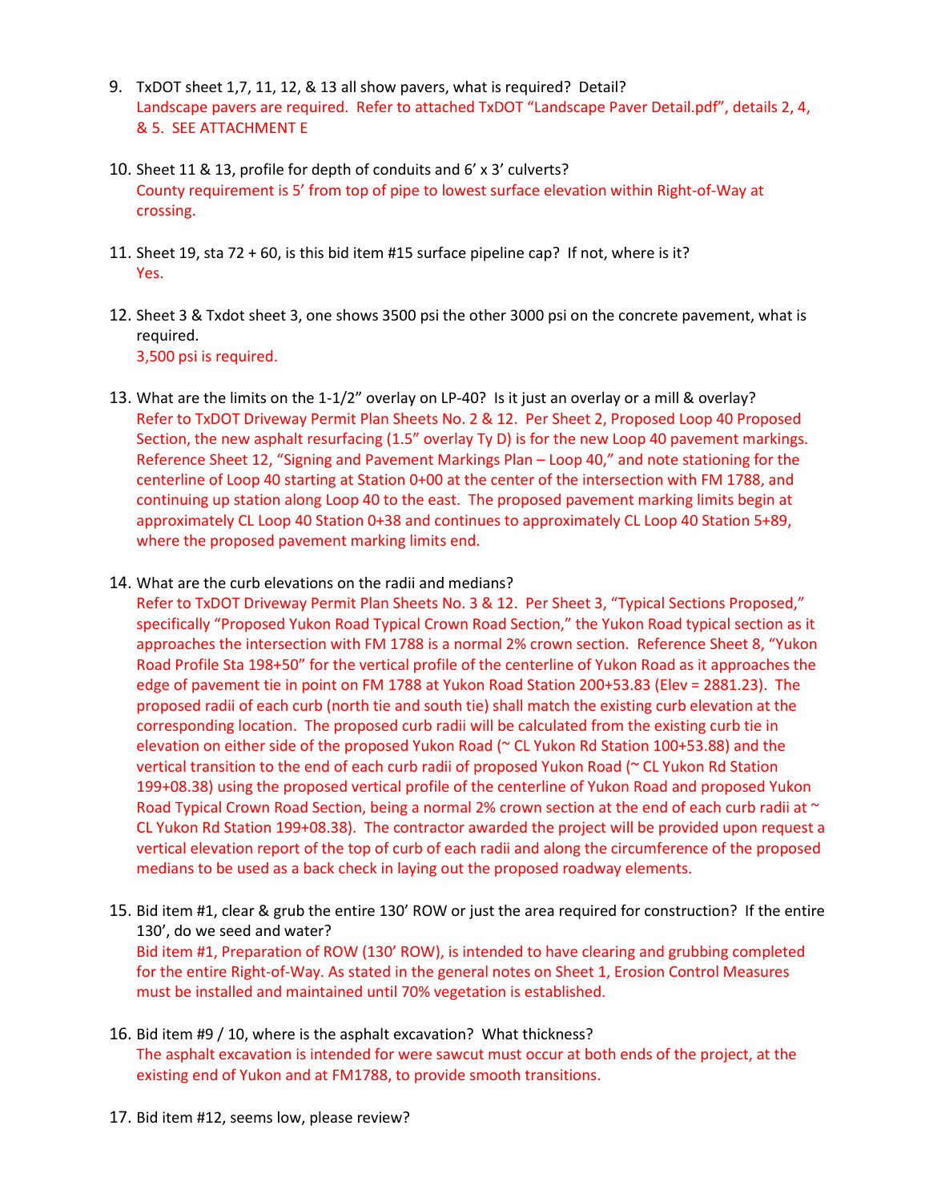9. TxDOT sheet 1,7, 11, 12, & 13 all show pavers, what is required? Detail?
   Landscape pavers are required. Refer to attached TxDOT "Landscape Paver Detail.pdf", details 2, 4, & 5. SEE ATTACHMENT E

10. Sheet 11 & 13, profile for depth of conduits and 6' x 3' culverts?
    County requirement is 5' from top of pipe to lowest surface elevation within Right-of-Way at crossing.

11. Sheet 19, sta 72 + 60, is this bid item #15 surface pipeline cap? If not, where is it?
    Yes.

12. Sheet 3 & Txdot sheet 3, one shows 3500 psi the other 3000 psi on the concrete pavement, what is required.
    3,500 psi is required.

13. What are the limits on the 1-1/2" overlay on LP-40? Is it just an overlay or a mill & overlay?
    Refer to TxDOT Driveway Permit Plan Sheets No. 2 & 12. Per Sheet 2, Proposed Loop 40 Proposed Section, the new asphalt resurfacing (1.5" overlay Ty D) is for the new Loop 40 pavement markings. Reference Sheet 12, "Signing and Pavement Markings Plan – Loop 40," and note stationing for the centerline of Loop 40 starting at Station 0+00 at the center of the intersection with FM 1788, and continuing up station along Loop 40 to the east. The proposed pavement marking limits begin at approximately CL Loop 40 Station 0+38 and continues to approximately CL Loop 40 Station 5+89, where the proposed pavement marking limits end.

14. What are the curb elevations on the radii and medians?
    Refer to TxDOT Driveway Permit Plan Sheets No. 3 & 12. Per Sheet 3, "Typical Sections Proposed," specifically "Proposed Yukon Road Typical Crown Road Section," the Yukon Road typical section as it approaches the intersection with FM 1788 is a normal 2% crown section. Reference Sheet 8, "Yukon Road Profile Sta 198+50" for the vertical profile of the centerline of Yukon Road as it approaches the edge of pavement tie in point on FM 1788 at Yukon Road Station 200+53.83 (Elev = 2881.23). The proposed radii of each curb (north tie and south tie) shall match the existing curb elevation at the corresponding location. The proposed curb radii will be calculated from the existing curb tie in elevation on either side of the proposed Yukon Road (~ CL Yukon Rd Station 100+53.88) and the vertical transition to the end of each curb radii of proposed Yukon Road (~ CL Yukon Rd Station 199+08.38) using the proposed vertical profile of the centerline of Yukon Road and proposed Yukon Road Typical Crown Road Section, being a normal 2% crown section at the end of each curb radii at ~ CL Yukon Rd Station 199+08.38). The contractor awarded the project will be provided upon request a vertical elevation report of the top of curb of each radii and along the circumference of the proposed medians to be used as a back check in laying out the proposed roadway elements.

15. Bid item #1, clear & grub the entire 130' ROW or just the area required for construction? If the entire 130', do we seed and water?
    Bid item #1, Preparation of ROW (130' ROW), is intended to have clearing and grubbing completed for the entire Right-of-Way. As stated in the general notes on Sheet 1, Erosion Control Measures must be installed and maintained until 70% vegetation is established.

16. Bid item #9 / 10, where is the asphalt excavation? What thickness?
    The asphalt excavation is intended for were sawcut must occur at both ends of the project, at the existing end of Yukon and at FM1788, to provide smooth transitions.

17. Bid item #12, seems low, please review?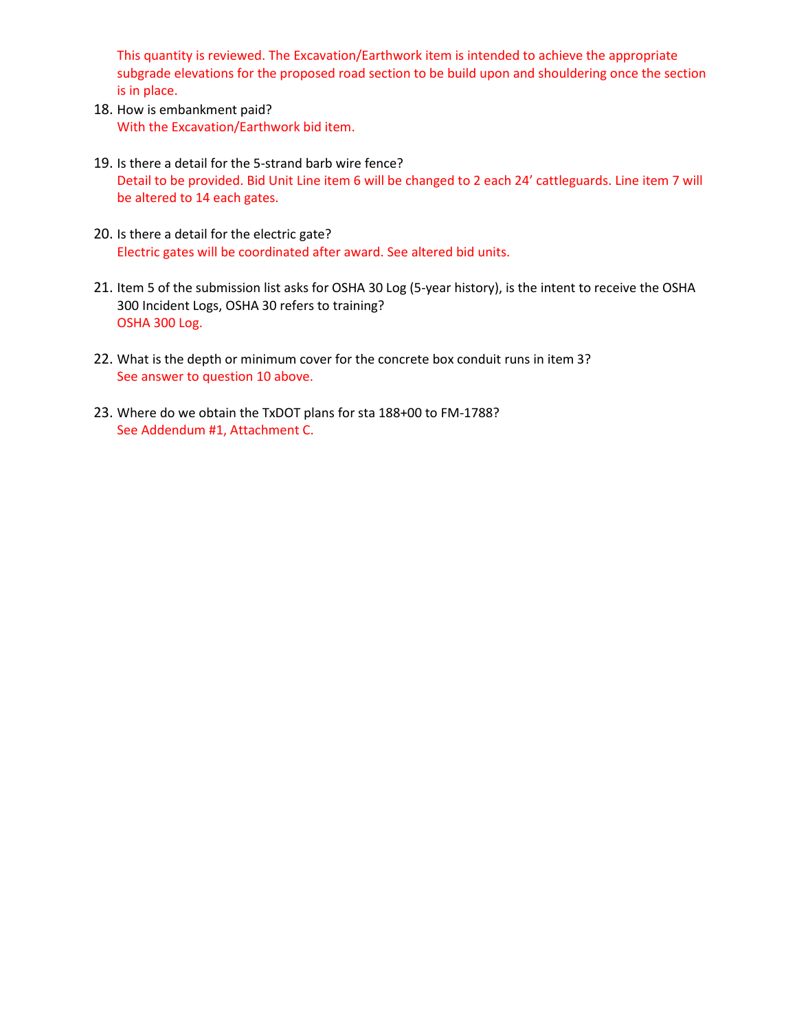This quantity is reviewed. The Excavation/Earthwork item is intended to achieve the appropriate subgrade elevations for the proposed road section to be build upon and shouldering once the section is in place.

18. How is embankment paid?
    With the Excavation/Earthwork bid item.

19. Is there a detail for the 5-strand barb wire fence?
    Detail to be provided. Bid Unit Line item 6 will be changed to 2 each 24’ cattleguards. Line item 7 will be altered to 14 each gates.

20. Is there a detail for the electric gate?
    Electric gates will be coordinated after award. See altered bid units.

21. Item 5 of the submission list asks for OSHA 30 Log (5-year history), is the intent to receive the OSHA 300 Incident Logs, OSHA 30 refers to training?
    OSHA 300 Log.

22. What is the depth or minimum cover for the concrete box conduit runs in item 3?
    See answer to question 10 above.

23. Where do we obtain the TxDOT plans for sta 188+00 to FM-1788?
    See Addendum #1, Attachment C.